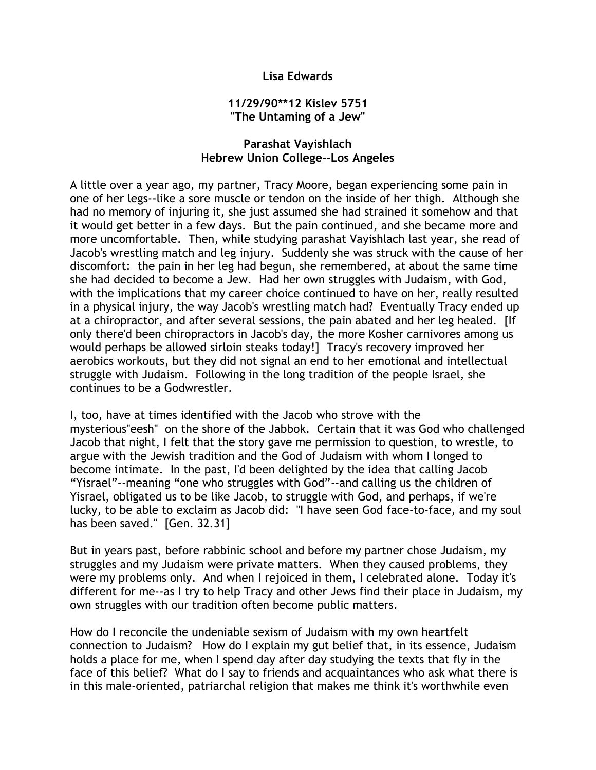**Lisa Edwards**

**11/29/90**12 Kislev 5751**
**"The Untaming of a Jew"**

**Parashat Vayishlach**
**Hebrew Union College--Los Angeles**

A little over a year ago, my partner, Tracy Moore, began experiencing some pain in one of her legs--like a sore muscle or tendon on the inside of her thigh. Although she had no memory of injuring it, she just assumed she had strained it somehow and that it would get better in a few days. But the pain continued, and she became more and more uncomfortable. Then, while studying parashat Vayishlach last year, she read of Jacob's wrestling match and leg injury. Suddenly she was struck with the cause of her discomfort: the pain in her leg had begun, she remembered, at about the same time she had decided to become a Jew. Had her own struggles with Judaism, with God, with the implications that my career choice continued to have on her, really resulted in a physical injury, the way Jacob's wrestling match had? Eventually Tracy ended up at a chiropractor, and after several sessions, the pain abated and her leg healed. [If only there'd been chiropractors in Jacob's day, the more Kosher carnivores among us would perhaps be allowed sirloin steaks today!] Tracy's recovery improved her aerobics workouts, but they did not signal an end to her emotional and intellectual struggle with Judaism. Following in the long tradition of the people Israel, she continues to be a Godwrestler.

I, too, have at times identified with the Jacob who strove with the mysterious"eesh" on the shore of the Jabbok. Certain that it was God who challenged Jacob that night, I felt that the story gave me permission to question, to wrestle, to argue with the Jewish tradition and the God of Judaism with whom I longed to become intimate. In the past, I'd been delighted by the idea that calling Jacob "Yisrael"--meaning "one who struggles with God"--and calling us the children of Yisrael, obligated us to be like Jacob, to struggle with God, and perhaps, if we're lucky, to be able to exclaim as Jacob did: "I have seen God face-to-face, and my soul has been saved." [Gen. 32.31]

But in years past, before rabbinic school and before my partner chose Judaism, my struggles and my Judaism were private matters. When they caused problems, they were my problems only. And when I rejoiced in them, I celebrated alone. Today it's different for me--as I try to help Tracy and other Jews find their place in Judaism, my own struggles with our tradition often become public matters.

How do I reconcile the undeniable sexism of Judaism with my own heartfelt connection to Judaism? How do I explain my gut belief that, in its essence, Judaism holds a place for me, when I spend day after day studying the texts that fly in the face of this belief? What do I say to friends and acquaintances who ask what there is in this male-oriented, patriarchal religion that makes me think it's worthwhile even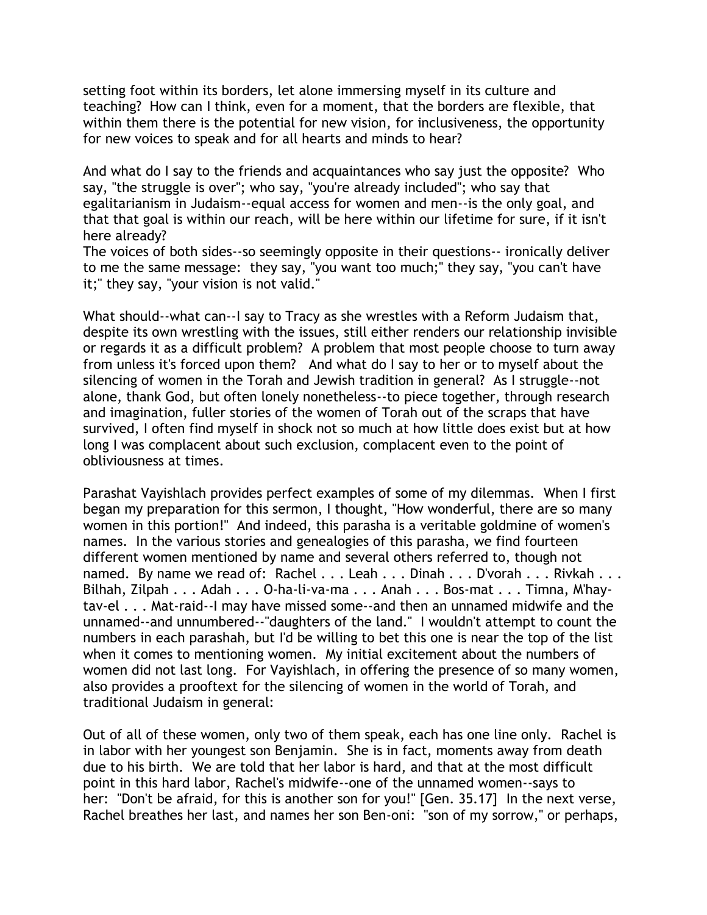setting foot within its borders, let alone immersing myself in its culture and teaching? How can I think, even for a moment, that the borders are flexible, that within them there is the potential for new vision, for inclusiveness, the opportunity for new voices to speak and for all hearts and minds to hear?

And what do I say to the friends and acquaintances who say just the opposite? Who say, "the struggle is over"; who say, "you're already included"; who say that egalitarianism in Judaism--equal access for women and men--is the only goal, and that that goal is within our reach, will be here within our lifetime for sure, if it isn't here already?
The voices of both sides--so seemingly opposite in their questions-- ironically deliver to me the same message: they say, "you want too much;" they say, "you can't have it;" they say, "your vision is not valid."

What should--what can--I say to Tracy as she wrestles with a Reform Judaism that, despite its own wrestling with the issues, still either renders our relationship invisible or regards it as a difficult problem? A problem that most people choose to turn away from unless it's forced upon them? And what do I say to her or to myself about the silencing of women in the Torah and Jewish tradition in general? As I struggle--not alone, thank God, but often lonely nonetheless--to piece together, through research and imagination, fuller stories of the women of Torah out of the scraps that have survived, I often find myself in shock not so much at how little does exist but at how long I was complacent about such exclusion, complacent even to the point of obliviousness at times.

Parashat Vayishlach provides perfect examples of some of my dilemmas. When I first began my preparation for this sermon, I thought, "How wonderful, there are so many women in this portion!" And indeed, this parasha is a veritable goldmine of women's names. In the various stories and genealogies of this parasha, we find fourteen different women mentioned by name and several others referred to, though not named. By name we read of: Rachel . . . Leah . . . Dinah . . . D'vorah . . . Rivkah . . . Bilhah, Zilpah . . . Adah . . . O-ha-li-va-ma . . . Anah . . . Bos-mat . . . Timna, M'hay-tav-el . . . Mat-raid--I may have missed some--and then an unnamed midwife and the unnamed--and unnumbered--"daughters of the land." I wouldn't attempt to count the numbers in each parashah, but I'd be willing to bet this one is near the top of the list when it comes to mentioning women. My initial excitement about the numbers of women did not last long. For Vayishlach, in offering the presence of so many women, also provides a prooftext for the silencing of women in the world of Torah, and traditional Judaism in general:

Out of all of these women, only two of them speak, each has one line only. Rachel is in labor with her youngest son Benjamin. She is in fact, moments away from death due to his birth. We are told that her labor is hard, and that at the most difficult point in this hard labor, Rachel's midwife--one of the unnamed women--says to her: "Don't be afraid, for this is another son for you!" [Gen. 35.17] In the next verse, Rachel breathes her last, and names her son Ben-oni: "son of my sorrow," or perhaps,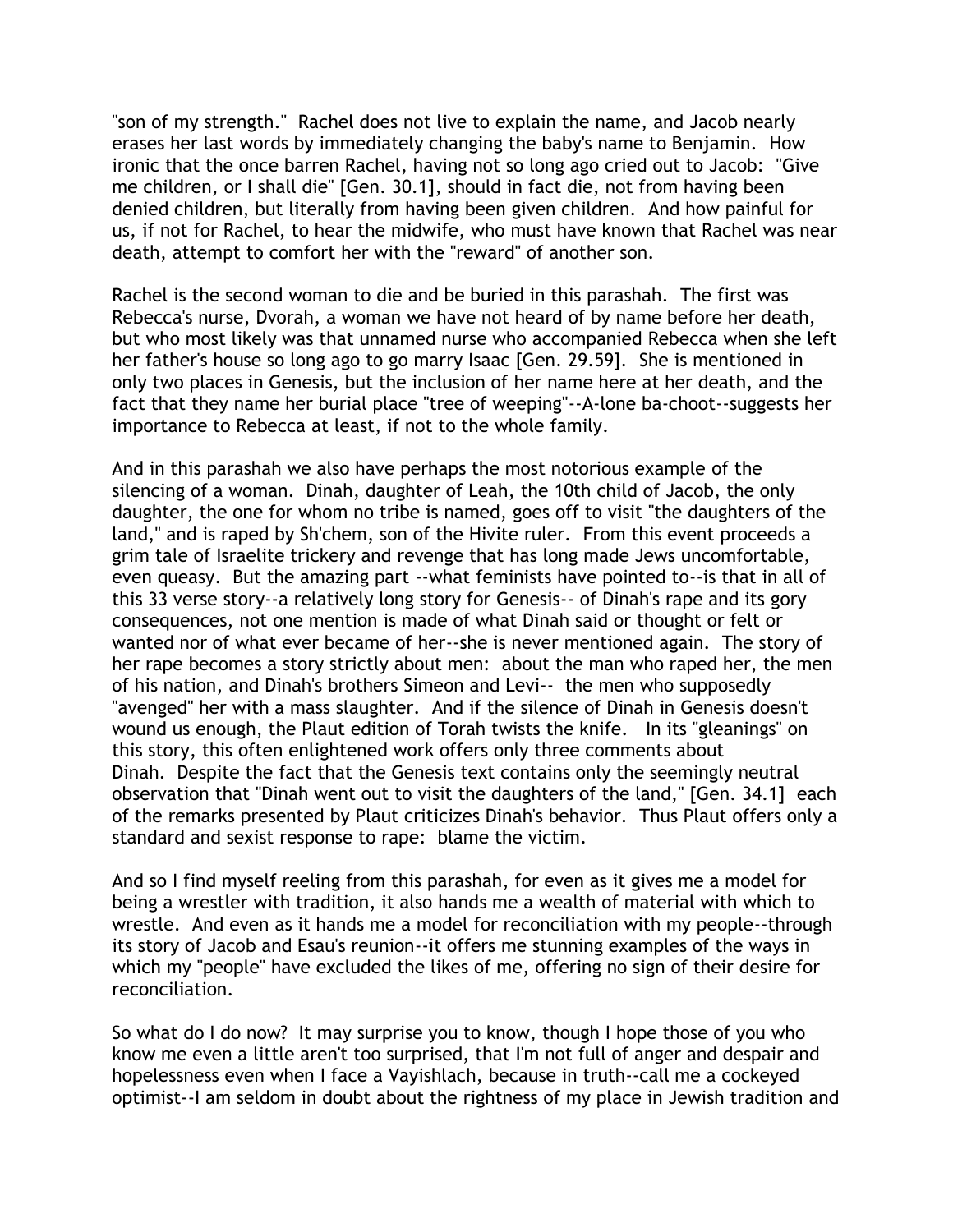"son of my strength." Rachel does not live to explain the name, and Jacob nearly erases her last words by immediately changing the baby's name to Benjamin. How ironic that the once barren Rachel, having not so long ago cried out to Jacob: "Give me children, or I shall die" [Gen. 30.1], should in fact die, not from having been denied children, but literally from having been given children. And how painful for us, if not for Rachel, to hear the midwife, who must have known that Rachel was near death, attempt to comfort her with the "reward" of another son.

Rachel is the second woman to die and be buried in this parashah. The first was Rebecca's nurse, Dvorah, a woman we have not heard of by name before her death, but who most likely was that unnamed nurse who accompanied Rebecca when she left her father's house so long ago to go marry Isaac [Gen. 29.59]. She is mentioned in only two places in Genesis, but the inclusion of her name here at her death, and the fact that they name her burial place "tree of weeping"--A-lone ba-choot--suggests her importance to Rebecca at least, if not to the whole family.

And in this parashah we also have perhaps the most notorious example of the silencing of a woman. Dinah, daughter of Leah, the 10th child of Jacob, the only daughter, the one for whom no tribe is named, goes off to visit "the daughters of the land," and is raped by Sh'chem, son of the Hivite ruler. From this event proceeds a grim tale of Israelite trickery and revenge that has long made Jews uncomfortable, even queasy. But the amazing part --what feminists have pointed to--is that in all of this 33 verse story--a relatively long story for Genesis-- of Dinah's rape and its gory consequences, not one mention is made of what Dinah said or thought or felt or wanted nor of what ever became of her--she is never mentioned again. The story of her rape becomes a story strictly about men: about the man who raped her, the men of his nation, and Dinah's brothers Simeon and Levi-- the men who supposedly "avenged" her with a mass slaughter. And if the silence of Dinah in Genesis doesn't wound us enough, the Plaut edition of Torah twists the knife. In its "gleanings" on this story, this often enlightened work offers only three comments about Dinah. Despite the fact that the Genesis text contains only the seemingly neutral observation that "Dinah went out to visit the daughters of the land," [Gen. 34.1] each of the remarks presented by Plaut criticizes Dinah's behavior. Thus Plaut offers only a standard and sexist response to rape: blame the victim.

And so I find myself reeling from this parashah, for even as it gives me a model for being a wrestler with tradition, it also hands me a wealth of material with which to wrestle. And even as it hands me a model for reconciliation with my people--through its story of Jacob and Esau's reunion--it offers me stunning examples of the ways in which my "people" have excluded the likes of me, offering no sign of their desire for reconciliation.

So what do I do now? It may surprise you to know, though I hope those of you who know me even a little aren't too surprised, that I'm not full of anger and despair and hopelessness even when I face a Vayishlach, because in truth--call me a cockeyed optimist--I am seldom in doubt about the rightness of my place in Jewish tradition and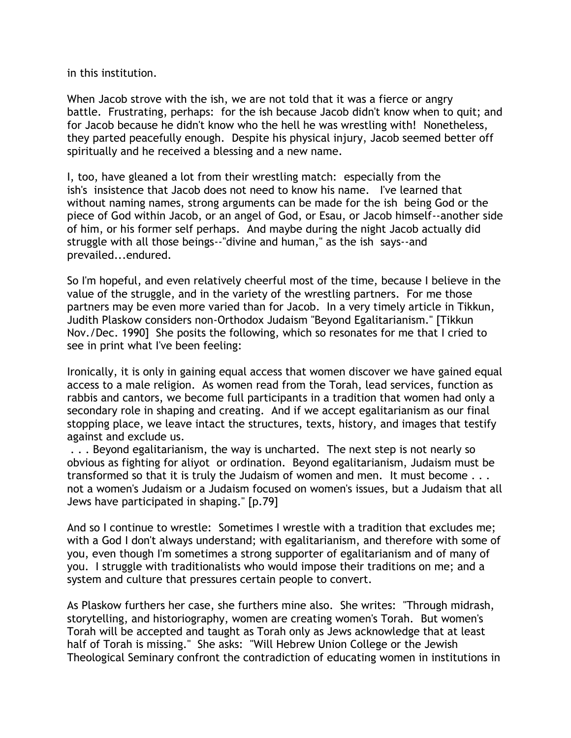in this institution.

When Jacob strove with the ish, we are not told that it was a fierce or angry battle. Frustrating, perhaps: for the ish because Jacob didn't know when to quit; and for Jacob because he didn't know who the hell he was wrestling with! Nonetheless, they parted peacefully enough. Despite his physical injury, Jacob seemed better off spiritually and he received a blessing and a new name.

I, too, have gleaned a lot from their wrestling match: especially from the ish's insistence that Jacob does not need to know his name. I've learned that without naming names, strong arguments can be made for the ish being God or the piece of God within Jacob, or an angel of God, or Esau, or Jacob himself--another side of him, or his former self perhaps. And maybe during the night Jacob actually did struggle with all those beings--"divine and human," as the ish says--and prevailed...endured.

So I'm hopeful, and even relatively cheerful most of the time, because I believe in the value of the struggle, and in the variety of the wrestling partners. For me those partners may be even more varied than for Jacob. In a very timely article in Tikkun, Judith Plaskow considers non-Orthodox Judaism "Beyond Egalitarianism." [Tikkun Nov./Dec. 1990] She posits the following, which so resonates for me that I cried to see in print what I've been feeling:

Ironically, it is only in gaining equal access that women discover we have gained equal access to a male religion. As women read from the Torah, lead services, function as rabbis and cantors, we become full participants in a tradition that women had only a secondary role in shaping and creating. And if we accept egalitarianism as our final stopping place, we leave intact the structures, texts, history, and images that testify against and exclude us.
. . . Beyond egalitarianism, the way is uncharted. The next step is not nearly so obvious as fighting for aliyot or ordination. Beyond egalitarianism, Judaism must be transformed so that it is truly the Judaism of women and men. It must become . . . not a women's Judaism or a Judaism focused on women's issues, but a Judaism that all Jews have participated in shaping." [p.79]

And so I continue to wrestle: Sometimes I wrestle with a tradition that excludes me; with a God I don't always understand; with egalitarianism, and therefore with some of you, even though I'm sometimes a strong supporter of egalitarianism and of many of you. I struggle with traditionalists who would impose their traditions on me; and a system and culture that pressures certain people to convert.

As Plaskow furthers her case, she furthers mine also. She writes: "Through midrash, storytelling, and historiography, women are creating women's Torah. But women's Torah will be accepted and taught as Torah only as Jews acknowledge that at least half of Torah is missing." She asks: "Will Hebrew Union College or the Jewish Theological Seminary confront the contradiction of educating women in institutions in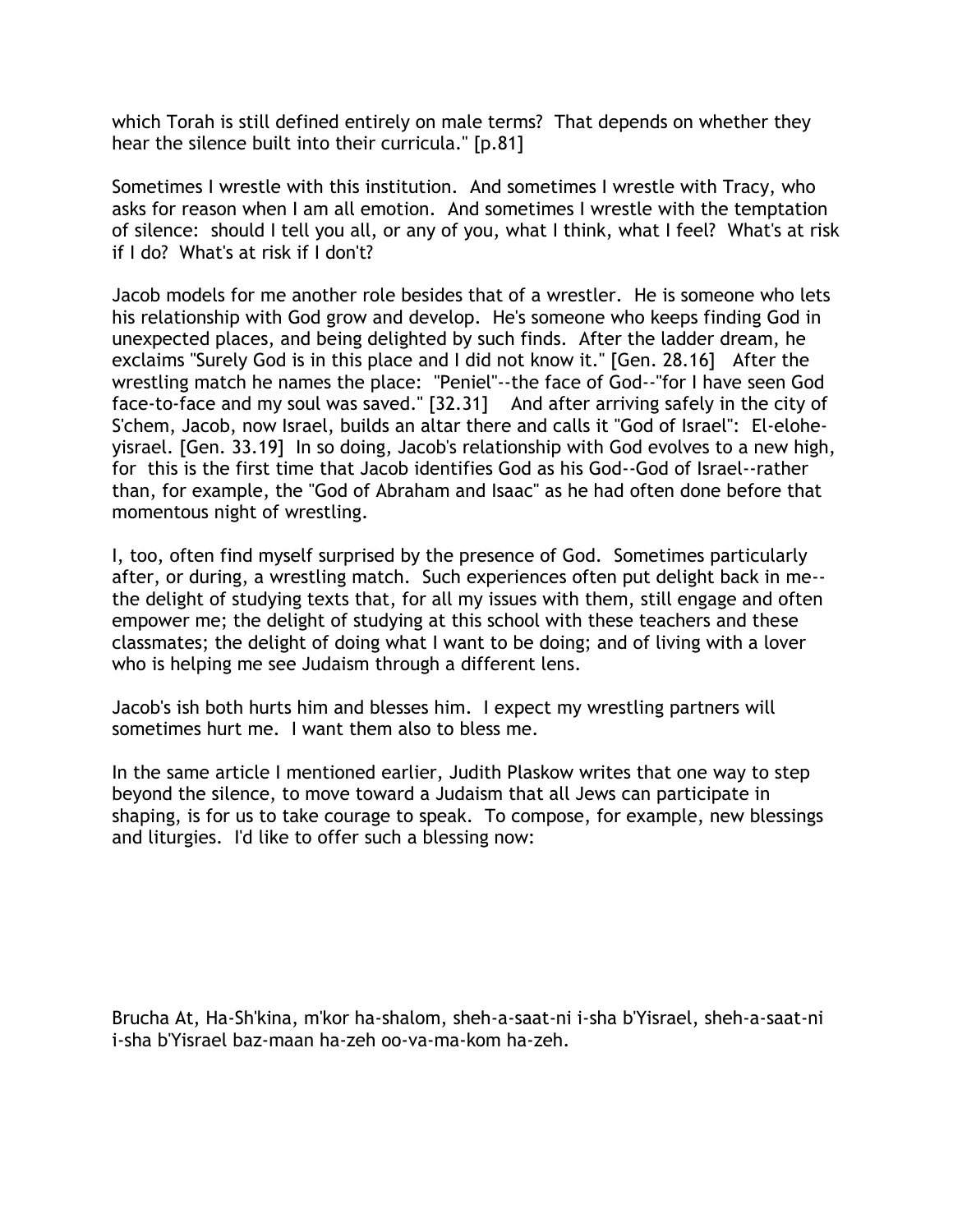which Torah is still defined entirely on male terms? That depends on whether they hear the silence built into their curricula." [p.81]

Sometimes I wrestle with this institution. And sometimes I wrestle with Tracy, who asks for reason when I am all emotion. And sometimes I wrestle with the temptation of silence: should I tell you all, or any of you, what I think, what I feel? What's at risk if I do? What's at risk if I don't?

Jacob models for me another role besides that of a wrestler. He is someone who lets his relationship with God grow and develop. He's someone who keeps finding God in unexpected places, and being delighted by such finds. After the ladder dream, he exclaims "Surely God is in this place and I did not know it." [Gen. 28.16] After the wrestling match he names the place: "Peniel"--the face of God--"for I have seen God face-to-face and my soul was saved." [32.31] And after arriving safely in the city of S'chem, Jacob, now Israel, builds an altar there and calls it "God of Israel": El-elohe-yisrael. [Gen. 33.19] In so doing, Jacob's relationship with God evolves to a new high, for this is the first time that Jacob identifies God as his God--God of Israel--rather than, for example, the "God of Abraham and Isaac" as he had often done before that momentous night of wrestling.

I, too, often find myself surprised by the presence of God. Sometimes particularly after, or during, a wrestling match. Such experiences often put delight back in me--the delight of studying texts that, for all my issues with them, still engage and often empower me; the delight of studying at this school with these teachers and these classmates; the delight of doing what I want to be doing; and of living with a lover who is helping me see Judaism through a different lens.

Jacob's ish both hurts him and blesses him. I expect my wrestling partners will sometimes hurt me. I want them also to bless me.

In the same article I mentioned earlier, Judith Plaskow writes that one way to step beyond the silence, to move toward a Judaism that all Jews can participate in shaping, is for us to take courage to speak. To compose, for example, new blessings and liturgies. I'd like to offer such a blessing now:

Brucha At, Ha-Sh'kina, m'kor ha-shalom, sheh-a-saat-ni i-sha b'Yisrael, sheh-a-saat-ni i-sha b'Yisrael baz-maan ha-zeh oo-va-ma-kom ha-zeh.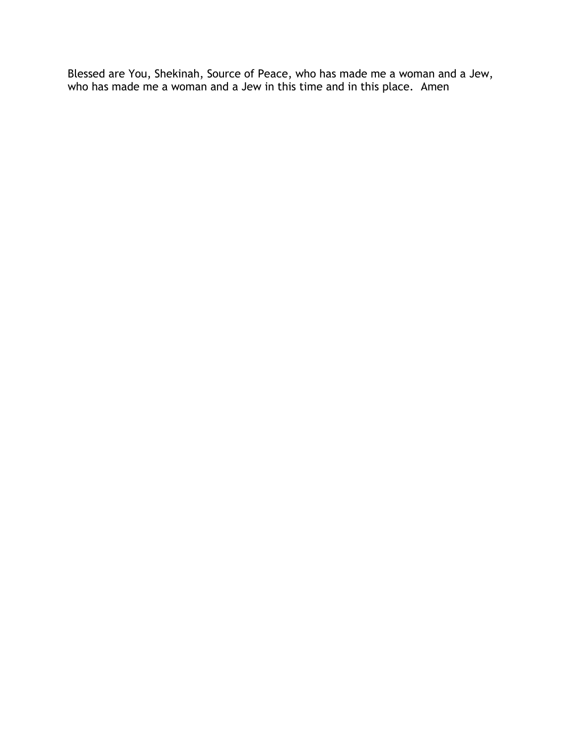Blessed are You, Shekinah, Source of Peace, who has made me a woman and a Jew, who has made me a woman and a Jew in this time and in this place.  Amen